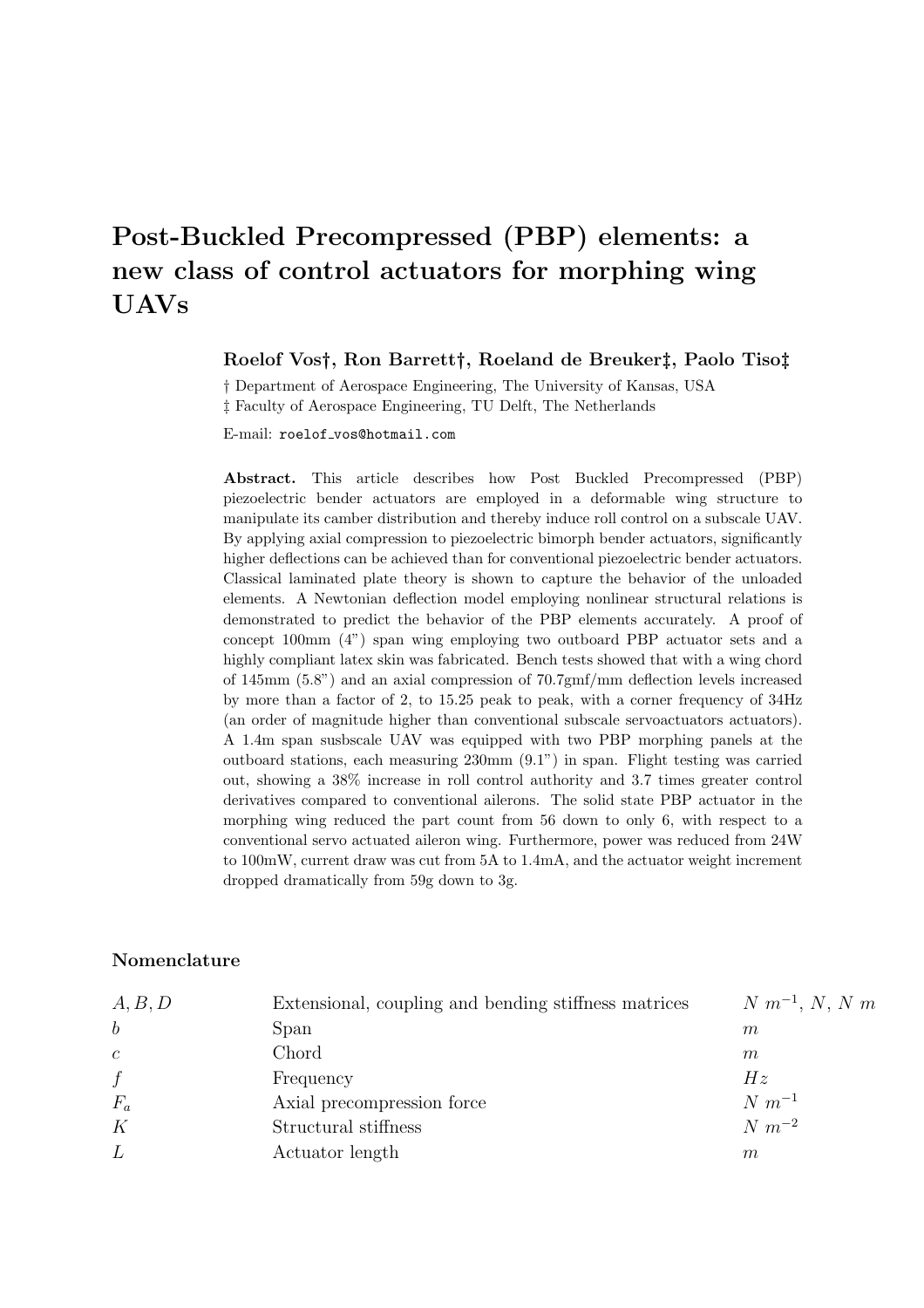# Post-Buckled Precompressed (PBP) elements: a new class of control actuators for morphing wing UAVs

**Roelof Vos†, Ron Barrett†, Roeland de Breuker‡, Paolo Tiso‡**

† Department of Aerospace Engineering, The University of Kansas, USA

‡ Faculty of Aerospace Engineering, TU Delft, The Netherlands

E-mail: `roelof_vos@hotmail.com`

**Abstract.** This article describes how Post Buckled Precompressed (PBP) piezoelectric bender actuators are employed in a deformable wing structure to manipulate its camber distribution and thereby induce roll control on a subscale UAV. By applying axial compression to piezoelectric bimorph bender actuators, significantly higher deflections can be achieved than for conventional piezoelectric bender actuators. Classical laminated plate theory is shown to capture the behavior of the unloaded elements. A Newtonian deflection model employing nonlinear structural relations is demonstrated to predict the behavior of the PBP elements accurately. A proof of concept 100mm (4") span wing employing two outboard PBP actuator sets and a highly compliant latex skin was fabricated. Bench tests showed that with a wing chord of 145mm (5.8") and an axial compression of 70.7gmf/mm deflection levels increased by more than a factor of 2, to 15.25 peak to peak, with a corner frequency of 34Hz (an order of magnitude higher than conventional subscale servoactuators actuators). A 1.4m span susbscale UAV was equipped with two PBP morphing panels at the outboard stations, each measuring 230mm (9.1") in span. Flight testing was carried out, showing a 38% increase in roll control authority and 3.7 times greater control derivatives compared to conventional ailerons. The solid state PBP actuator in the morphing wing reduced the part count from 56 down to only 6, with respect to a conventional servo actuated aileron wing. Furthermore, power was reduced from 24W to 100mW, current draw was cut from 5A to 1.4mA, and the actuator weight increment dropped dramatically from 59g down to 3g.

## Nomenclature

| | | |
|---|---|---|
| $A, B, D$ | Extensional, coupling and bending stiffness matrices | $N\ m^{-1}$, $N$, $N\ m$ |
| $b$ | Span | $m$ |
| $c$ | Chord | $m$ |
| $f$ | Frequency | $Hz$ |
| $F_a$ | Axial precompression force | $N\ m^{-1}$ |
| $K$ | Structural stiffness | $N\ m^{-2}$ |
| $L$ | Actuator length | $m$ |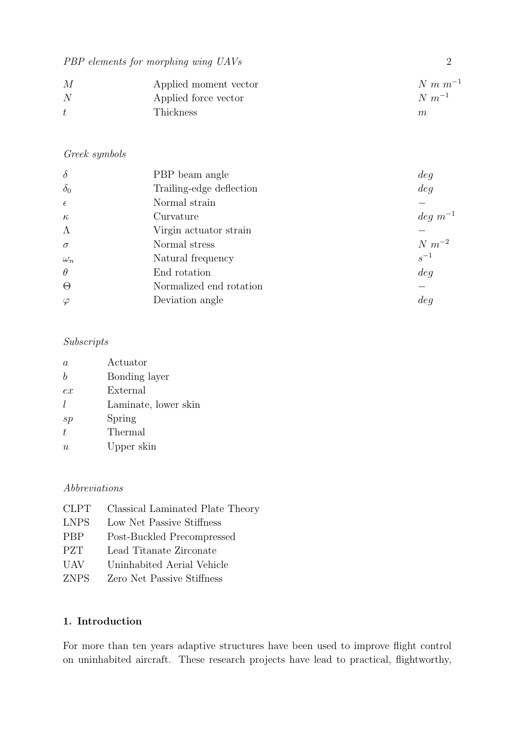| | | |
|---|---|---|
| $M$ | Applied moment vector | $N\ m\ m^{-1}$ |
| $N$ | Applied force vector | $N\ m^{-1}$ |
| $t$ | Thickness | $m$ |

*Greek symbols*

| | | |
|---|---|---|
| $\delta$ | PBP beam angle | $deg$ |
| $\delta_0$ | Trailing-edge deflection | $deg$ |
| $\epsilon$ | Normal strain | $-$ |
| $\kappa$ | Curvature | $deg\ m^{-1}$ |
| $\Lambda$ | Virgin actuator strain | $-$ |
| $\sigma$ | Normal stress | $N\ m^{-2}$ |
| $\omega_n$ | Natural frequency | $s^{-1}$ |
| $\theta$ | End rotation | $deg$ |
| $\Theta$ | Normalized end rotation | $-$ |
| $\varphi$ | Deviation angle | $deg$ |

*Subscripts*

| | |
|---|---|
| $a$ | Actuator |
| $b$ | Bonding layer |
| $ex$ | External |
| $l$ | Laminate, lower skin |
| $sp$ | Spring |
| $t$ | Thermal |
| $u$ | Upper skin |

*Abbreviations*

| | |
|---|---|
| CLPT | Classical Laminated Plate Theory |
| LNPS | Low Net Passive Stiffness |
| PBP | Post-Buckled Precompressed |
| PZT | Lead Titanate Zirconate |
| UAV | Uninhabited Aerial Vehicle |
| ZNPS | Zero Net Passive Stiffness |

## 1. Introduction

For more than ten years adaptive structures have been used to improve flight control on uninhabited aircraft. These research projects have lead to practical, flightworthy,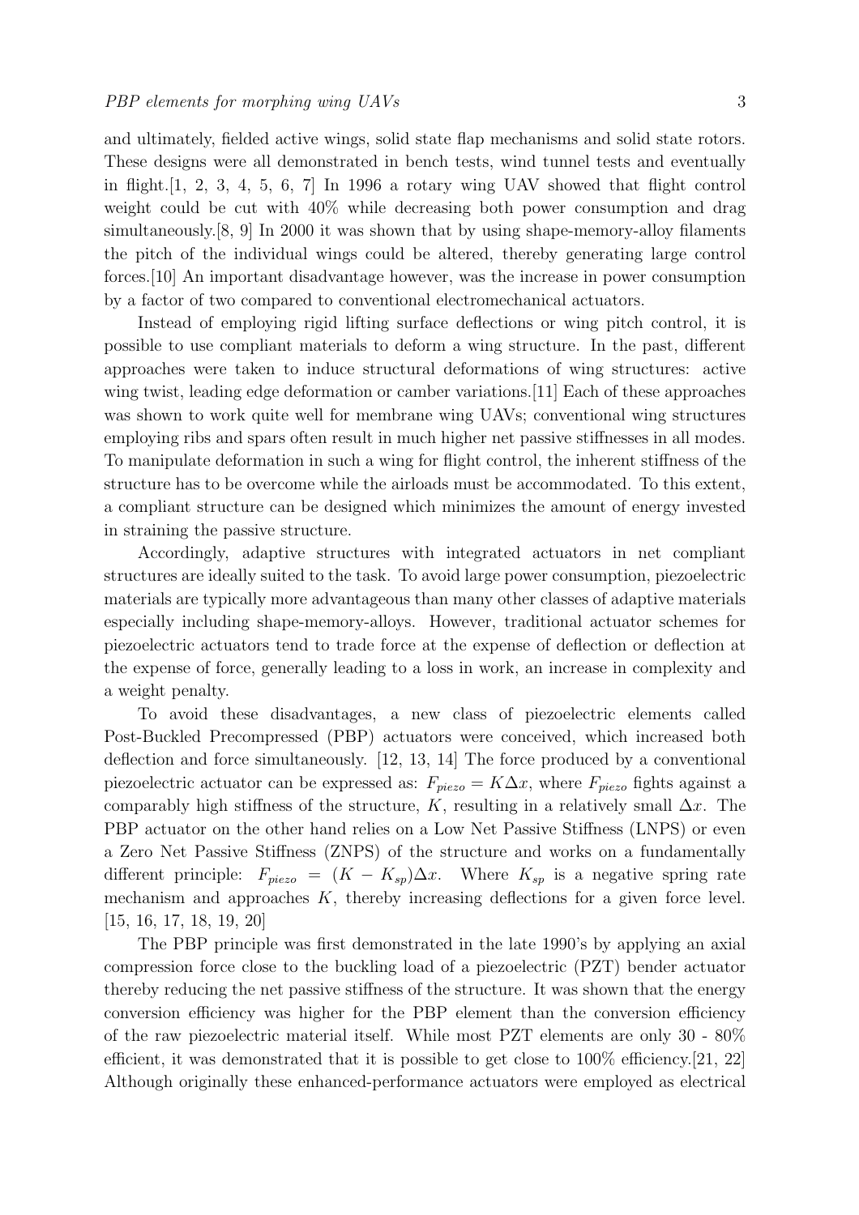and ultimately, fielded active wings, solid state flap mechanisms and solid state rotors. These designs were all demonstrated in bench tests, wind tunnel tests and eventually in flight.[1, 2, 3, 4, 5, 6, 7] In 1996 a rotary wing UAV showed that flight control weight could be cut with 40% while decreasing both power consumption and drag simultaneously.[8, 9] In 2000 it was shown that by using shape-memory-alloy filaments the pitch of the individual wings could be altered, thereby generating large control forces.[10] An important disadvantage however, was the increase in power consumption by a factor of two compared to conventional electromechanical actuators.

Instead of employing rigid lifting surface deflections or wing pitch control, it is possible to use compliant materials to deform a wing structure. In the past, different approaches were taken to induce structural deformations of wing structures: active wing twist, leading edge deformation or camber variations.[11] Each of these approaches was shown to work quite well for membrane wing UAVs; conventional wing structures employing ribs and spars often result in much higher net passive stiffnesses in all modes. To manipulate deformation in such a wing for flight control, the inherent stiffness of the structure has to be overcome while the airloads must be accommodated. To this extent, a compliant structure can be designed which minimizes the amount of energy invested in straining the passive structure.

Accordingly, adaptive structures with integrated actuators in net compliant structures are ideally suited to the task. To avoid large power consumption, piezoelectric materials are typically more advantageous than many other classes of adaptive materials especially including shape-memory-alloys. However, traditional actuator schemes for piezoelectric actuators tend to trade force at the expense of deflection or deflection at the expense of force, generally leading to a loss in work, an increase in complexity and a weight penalty.

To avoid these disadvantages, a new class of piezoelectric elements called Post-Buckled Precompressed (PBP) actuators were conceived, which increased both deflection and force simultaneously. [12, 13, 14] The force produced by a conventional piezoelectric actuator can be expressed as: $F_{piezo} = K\Delta x$, where $F_{piezo}$ fights against a comparably high stiffness of the structure, $K$, resulting in a relatively small $\Delta x$. The PBP actuator on the other hand relies on a Low Net Passive Stiffness (LNPS) or even a Zero Net Passive Stiffness (ZNPS) of the structure and works on a fundamentally different principle: $F_{piezo} = (K - K_{sp})\Delta x$. Where $K_{sp}$ is a negative spring rate mechanism and approaches $K$, thereby increasing deflections for a given force level. [15, 16, 17, 18, 19, 20]

The PBP principle was first demonstrated in the late 1990's by applying an axial compression force close to the buckling load of a piezoelectric (PZT) bender actuator thereby reducing the net passive stiffness of the structure. It was shown that the energy conversion efficiency was higher for the PBP element than the conversion efficiency of the raw piezoelectric material itself. While most PZT elements are only 30 - 80% efficient, it was demonstrated that it is possible to get close to 100% efficiency.[21, 22] Although originally these enhanced-performance actuators were employed as electrical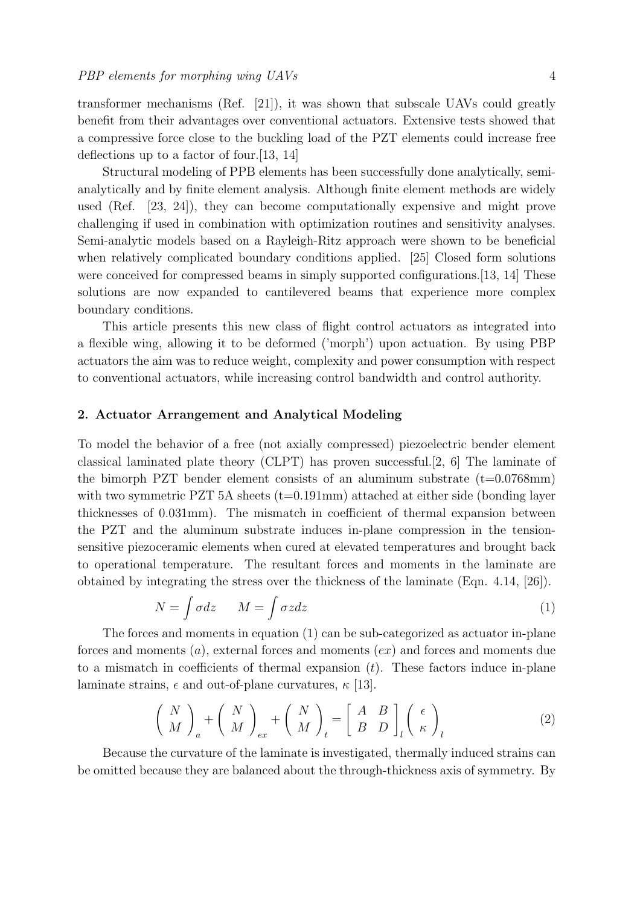transformer mechanisms (Ref. [21]), it was shown that subscale UAVs could greatly benefit from their advantages over conventional actuators. Extensive tests showed that a compressive force close to the buckling load of the PZT elements could increase free deflections up to a factor of four.[13, 14]

Structural modeling of PPB elements has been successfully done analytically, semi-analytically and by finite element analysis. Although finite element methods are widely used (Ref. [23, 24]), they can become computationally expensive and might prove challenging if used in combination with optimization routines and sensitivity analyses. Semi-analytic models based on a Rayleigh-Ritz approach were shown to be beneficial when relatively complicated boundary conditions applied. [25] Closed form solutions were conceived for compressed beams in simply supported configurations.[13, 14] These solutions are now expanded to cantilevered beams that experience more complex boundary conditions.

This article presents this new class of flight control actuators as integrated into a flexible wing, allowing it to be deformed ('morph') upon actuation. By using PBP actuators the aim was to reduce weight, complexity and power consumption with respect to conventional actuators, while increasing control bandwidth and control authority.

## 2. Actuator Arrangement and Analytical Modeling

To model the behavior of a free (not axially compressed) piezoelectric bender element classical laminated plate theory (CLPT) has proven successful.[2, 6] The laminate of the bimorph PZT bender element consists of an aluminum substrate (t=0.0768mm) with two symmetric PZT 5A sheets (t=0.191mm) attached at either side (bonding layer thicknesses of 0.031mm). The mismatch in coefficient of thermal expansion between the PZT and the aluminum substrate induces in-plane compression in the tension-sensitive piezoceramic elements when cured at elevated temperatures and brought back to operational temperature. The resultant forces and moments in the laminate are obtained by integrating the stress over the thickness of the laminate (Eqn. 4.14, [26]).

$$N = \int \sigma dz \qquad M = \int \sigma z dz \tag{1}$$

The forces and moments in equation (1) can be sub-categorized as actuator in-plane forces and moments ($a$), external forces and moments ($ex$) and forces and moments due to a mismatch in coefficients of thermal expansion ($t$). These factors induce in-plane laminate strains, $\epsilon$ and out-of-plane curvatures, $\kappa$ [13].

$$\begin{pmatrix} N \\ M \end{pmatrix}_a + \begin{pmatrix} N \\ M \end{pmatrix}_{ex} + \begin{pmatrix} N \\ M \end{pmatrix}_t = \begin{bmatrix} A & B \\ B & D \end{bmatrix}_l \begin{pmatrix} \epsilon \\ \kappa \end{pmatrix}_l \tag{2}$$

Because the curvature of the laminate is investigated, thermally induced strains can be omitted because they are balanced about the through-thickness axis of symmetry. By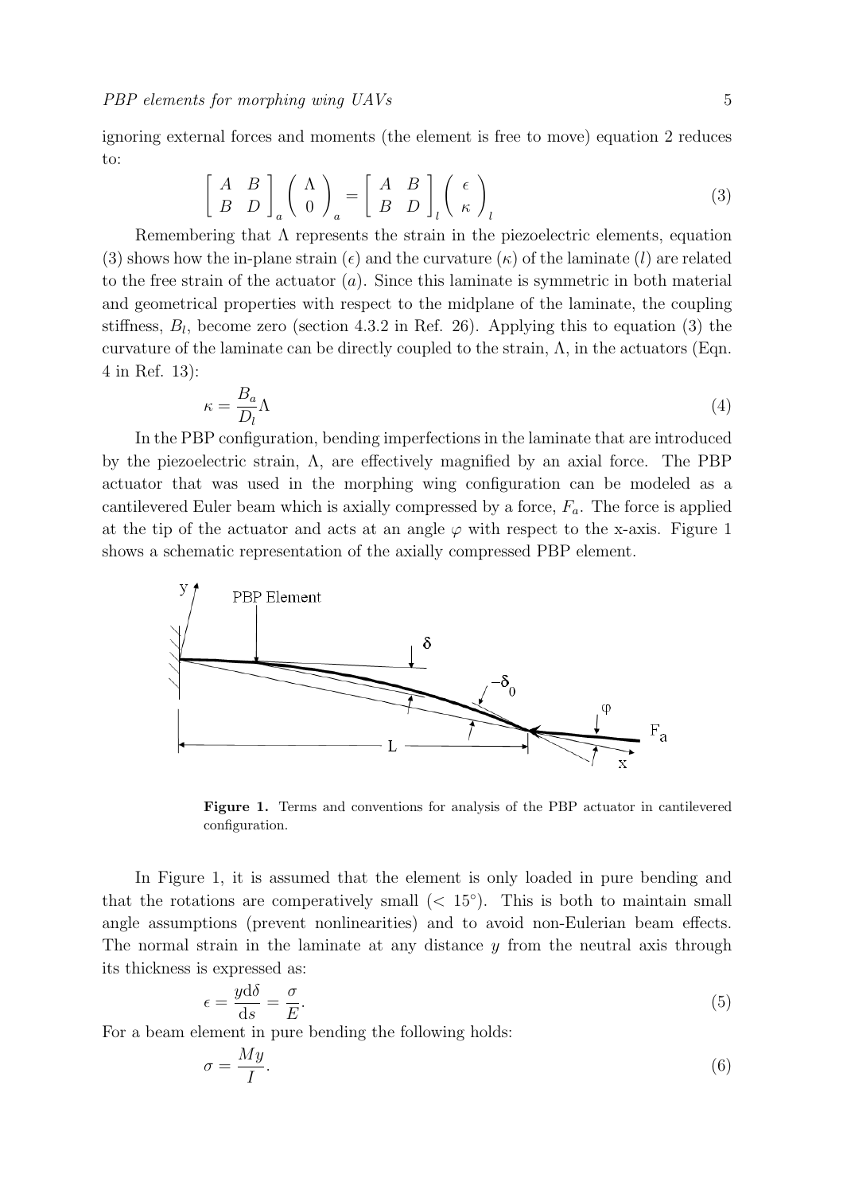ignoring external forces and moments (the element is free to move) equation 2 reduces to:

$$\left[\begin{array}{cc} A & B \\ B & D \end{array}\right]_a \left(\begin{array}{c} \Lambda \\ 0 \end{array}\right)_a = \left[\begin{array}{cc} A & B \\ B & D \end{array}\right]_l \left(\begin{array}{c} \epsilon \\ \kappa \end{array}\right)_l \tag{3}$$

Remembering that $\Lambda$ represents the strain in the piezoelectric elements, equation (3) shows how the in-plane strain ($\epsilon$) and the curvature ($\kappa$) of the laminate ($l$) are related to the free strain of the actuator ($a$). Since this laminate is symmetric in both material and geometrical properties with respect to the midplane of the laminate, the coupling stiffness, $B_l$, become zero (section 4.3.2 in Ref. 26). Applying this to equation (3) the curvature of the laminate can be directly coupled to the strain, $\Lambda$, in the actuators (Eqn. 4 in Ref. 13):

$$\kappa = \frac{B_a}{D_l}\Lambda \tag{4}$$

In the PBP configuration, bending imperfections in the laminate that are introduced by the piezoelectric strain, $\Lambda$, are effectively magnified by an axial force. The PBP actuator that was used in the morphing wing configuration can be modeled as a cantilevered Euler beam which is axially compressed by a force, $F_a$. The force is applied at the tip of the actuator and acts at an angle $\varphi$ with respect to the x-axis. Figure 1 shows a schematic representation of the axially compressed PBP element.

**Figure 1.** Terms and conventions for analysis of the PBP actuator in cantilevered configuration.

In Figure 1, it is assumed that the element is only loaded in pure bending and that the rotations are comperatively small ($< 15°$). This is both to maintain small angle assumptions (prevent nonlinearities) and to avoid non-Eulerian beam effects. The normal strain in the laminate at any distance $y$ from the neutral axis through its thickness is expressed as:

$$\epsilon = \frac{y\mathrm{d}\delta}{\mathrm{d}s} = \frac{\sigma}{E}. \tag{5}$$

For a beam element in pure bending the following holds:

$$\sigma = \frac{My}{I}. \tag{6}$$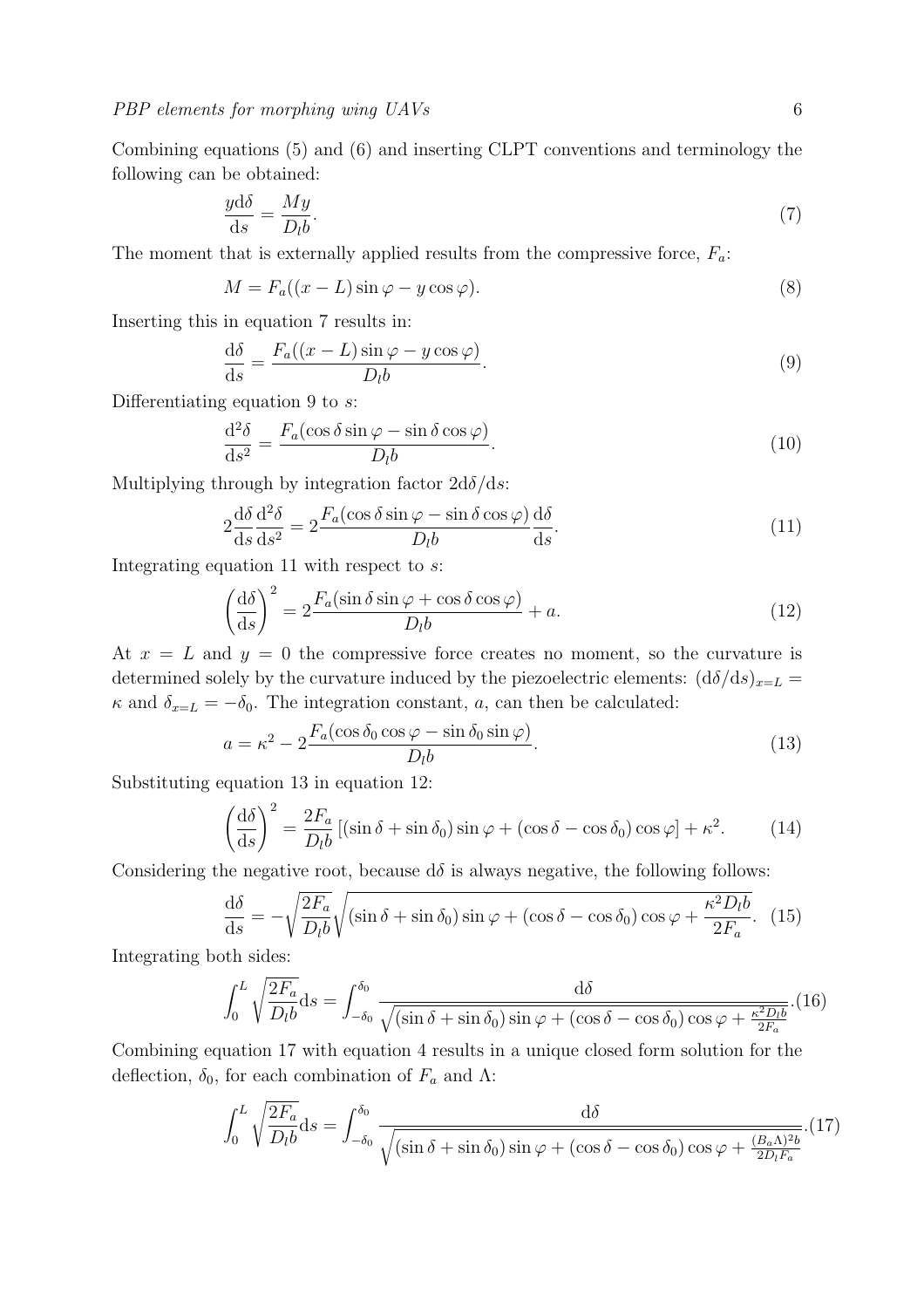Combining equations (5) and (6) and inserting CLPT conventions and terminology the following can be obtained:

$$\frac{y \mathrm{d}\delta}{\mathrm{d}s} = \frac{My}{D_l b}. \tag{7}$$

The moment that is externally applied results from the compressive force, $F_a$:

$$M = F_a((x - L)\sin\varphi - y\cos\varphi). \tag{8}$$

Inserting this in equation 7 results in:

$$\frac{\mathrm{d}\delta}{\mathrm{d}s} = \frac{F_a((x - L)\sin\varphi - y\cos\varphi)}{D_l b}. \tag{9}$$

Differentiating equation 9 to $s$:

$$\frac{\mathrm{d}^2\delta}{\mathrm{d}s^2} = \frac{F_a(\cos\delta\sin\varphi - \sin\delta\cos\varphi)}{D_l b}. \tag{10}$$

Multiplying through by integration factor $2\mathrm{d}\delta/\mathrm{d}s$:

$$2\frac{\mathrm{d}\delta}{\mathrm{d}s}\frac{\mathrm{d}^2\delta}{\mathrm{d}s^2} = 2\frac{F_a(\cos\delta\sin\varphi - \sin\delta\cos\varphi)}{D_l b}\frac{\mathrm{d}\delta}{\mathrm{d}s}. \tag{11}$$

Integrating equation 11 with respect to $s$:

$$\left(\frac{\mathrm{d}\delta}{\mathrm{d}s}\right)^2 = 2\frac{F_a(\sin\delta\sin\varphi + \cos\delta\cos\varphi)}{D_l b} + a. \tag{12}$$

At $x = L$ and $y = 0$ the compressive force creates no moment, so the curvature is determined solely by the curvature induced by the piezoelectric elements: $(\mathrm{d}\delta/\mathrm{d}s)_{x=L} = \kappa$ and $\delta_{x=L} = -\delta_0$. The integration constant, $a$, can then be calculated:

$$a = \kappa^2 - 2\frac{F_a(\cos\delta_0\cos\varphi - \sin\delta_0\sin\varphi)}{D_l b}. \tag{13}$$

Substituting equation 13 in equation 12:

$$\left(\frac{\mathrm{d}\delta}{\mathrm{d}s}\right)^2 = \frac{2F_a}{D_l b}\left[(\sin\delta + \sin\delta_0)\sin\varphi + (\cos\delta - \cos\delta_0)\cos\varphi\right] + \kappa^2. \tag{14}$$

Considering the negative root, because $\mathrm{d}\delta$ is always negative, the following follows:

$$\frac{\mathrm{d}\delta}{\mathrm{d}s} = -\sqrt{\frac{2F_a}{D_l b}}\sqrt{(\sin\delta + \sin\delta_0)\sin\varphi + (\cos\delta - \cos\delta_0)\cos\varphi + \frac{\kappa^2 D_l b}{2F_a}}. \tag{15}$$

Integrating both sides:

$$\int_0^L \sqrt{\frac{2F_a}{D_l b}}\mathrm{d}s = \int_{-\delta_0}^{\delta_0} \frac{\mathrm{d}\delta}{\sqrt{(\sin\delta + \sin\delta_0)\sin\varphi + (\cos\delta - \cos\delta_0)\cos\varphi + \frac{\kappa^2 D_l b}{2F_a}}}. \tag{16}$$

Combining equation 17 with equation 4 results in a unique closed form solution for the deflection, $\delta_0$, for each combination of $F_a$ and $\Lambda$:

$$\int_0^L \sqrt{\frac{2F_a}{D_l b}}\mathrm{d}s = \int_{-\delta_0}^{\delta_0} \frac{\mathrm{d}\delta}{\sqrt{(\sin\delta + \sin\delta_0)\sin\varphi + (\cos\delta - \cos\delta_0)\cos\varphi + \frac{(B_a\Lambda)^2 b}{2D_l F_a}}}. \tag{17}$$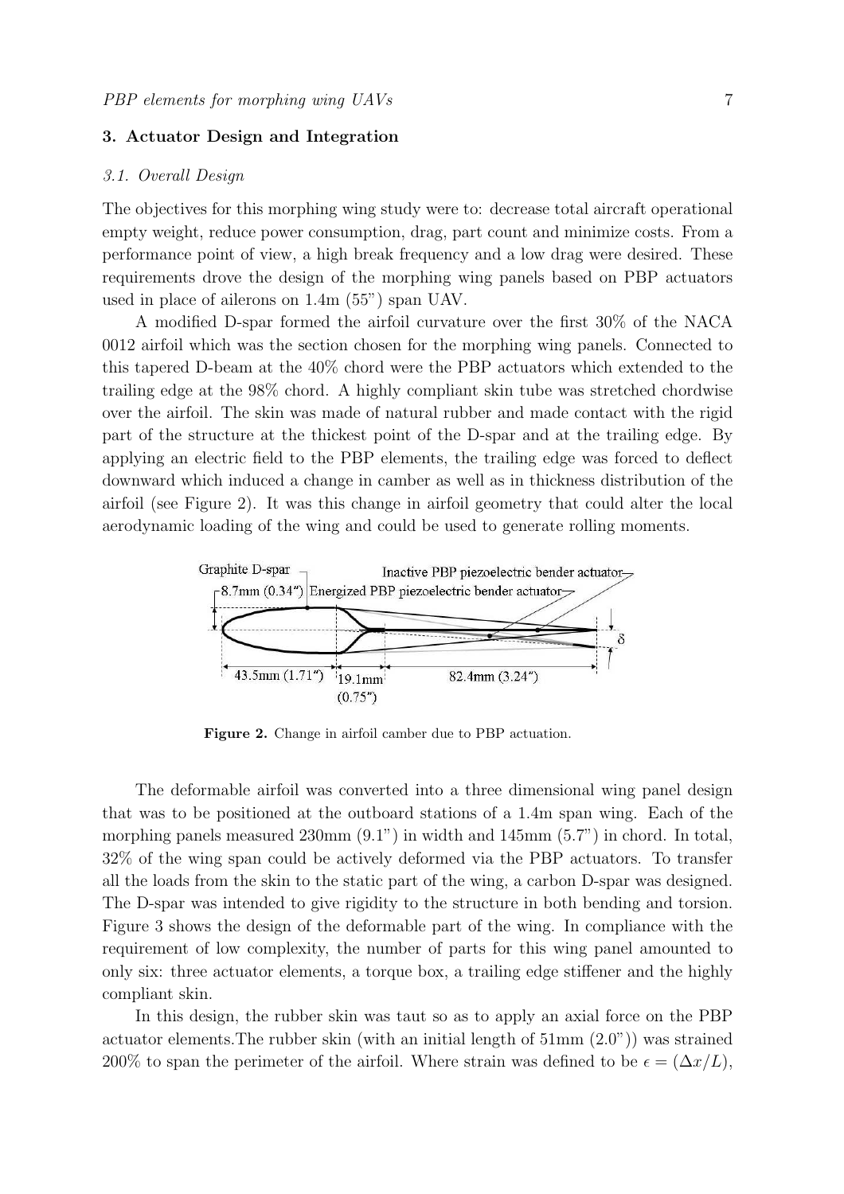## 3. Actuator Design and Integration

### *3.1. Overall Design*

The objectives for this morphing wing study were to: decrease total aircraft operational empty weight, reduce power consumption, drag, part count and minimize costs. From a performance point of view, a high break frequency and a low drag were desired. These requirements drove the design of the morphing wing panels based on PBP actuators used in place of ailerons on 1.4m (55") span UAV.

A modified D-spar formed the airfoil curvature over the first 30% of the NACA 0012 airfoil which was the section chosen for the morphing wing panels. Connected to this tapered D-beam at the 40% chord were the PBP actuators which extended to the trailing edge at the 98% chord. A highly compliant skin tube was stretched chordwise over the airfoil. The skin was made of natural rubber and made contact with the rigid part of the structure at the thickest point of the D-spar and at the trailing edge. By applying an electric field to the PBP elements, the trailing edge was forced to deflect downward which induced a change in camber as well as in thickness distribution of the airfoil (see Figure 2). It was this change in airfoil geometry that could alter the local aerodynamic loading of the wing and could be used to generate rolling moments.

**Figure 2.** Change in airfoil camber due to PBP actuation.

The deformable airfoil was converted into a three dimensional wing panel design that was to be positioned at the outboard stations of a 1.4m span wing. Each of the morphing panels measured 230mm (9.1") in width and 145mm (5.7") in chord. In total, 32% of the wing span could be actively deformed via the PBP actuators. To transfer all the loads from the skin to the static part of the wing, a carbon D-spar was designed. The D-spar was intended to give rigidity to the structure in both bending and torsion. Figure 3 shows the design of the deformable part of the wing. In compliance with the requirement of low complexity, the number of parts for this wing panel amounted to only six: three actuator elements, a torque box, a trailing edge stiffener and the highly compliant skin.

In this design, the rubber skin was taut so as to apply an axial force on the PBP actuator elements.The rubber skin (with an initial length of 51mm (2.0")) was strained 200% to span the perimeter of the airfoil. Where strain was defined to be $\epsilon = (\Delta x/L)$,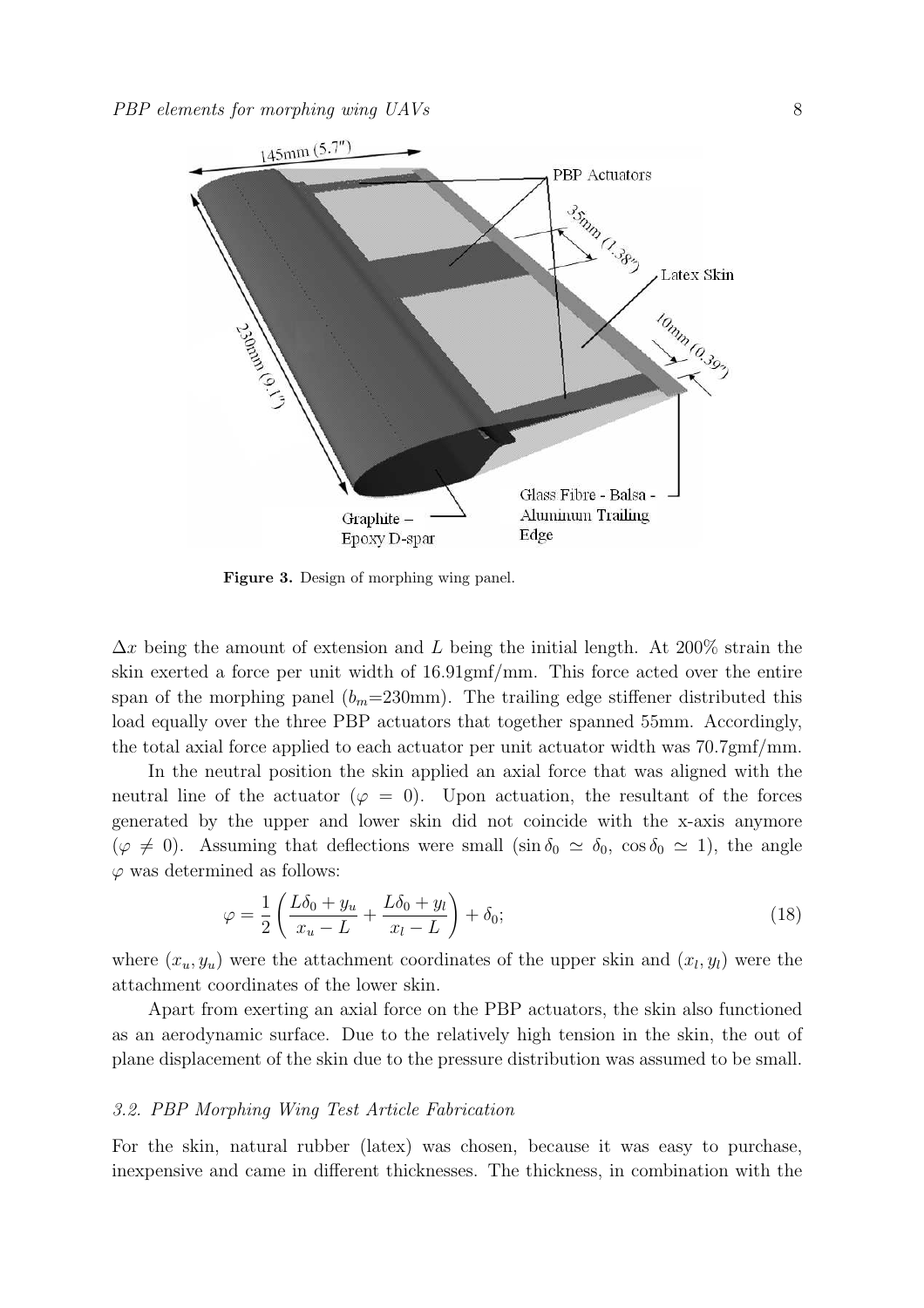**Figure 3.** Design of morphing wing panel.

$\Delta x$ being the amount of extension and $L$ being the initial length. At 200% strain the skin exerted a force per unit width of 16.91gmf/mm. This force acted over the entire span of the morphing panel ($b_m$=230mm). The trailing edge stiffener distributed this load equally over the three PBP actuators that together spanned 55mm. Accordingly, the total axial force applied to each actuator per unit actuator width was 70.7gmf/mm.

In the neutral position the skin applied an axial force that was aligned with the neutral line of the actuator ($\varphi = 0$). Upon actuation, the resultant of the forces generated by the upper and lower skin did not coincide with the x-axis anymore ($\varphi \neq 0$). Assuming that deflections were small ($\sin \delta_0 \simeq \delta_0$, $\cos \delta_0 \simeq 1$), the angle $\varphi$ was determined as follows:

$$\varphi = \frac{1}{2} \left( \frac{L\delta_0 + y_u}{x_u - L} + \frac{L\delta_0 + y_l}{x_l - L} \right) + \delta_0; \tag{18}$$

where $(x_u, y_u)$ were the attachment coordinates of the upper skin and $(x_l, y_l)$ were the attachment coordinates of the lower skin.

Apart from exerting an axial force on the PBP actuators, the skin also functioned as an aerodynamic surface. Due to the relatively high tension in the skin, the out of plane displacement of the skin due to the pressure distribution was assumed to be small.

### *3.2. PBP Morphing Wing Test Article Fabrication*

For the skin, natural rubber (latex) was chosen, because it was easy to purchase, inexpensive and came in different thicknesses. The thickness, in combination with the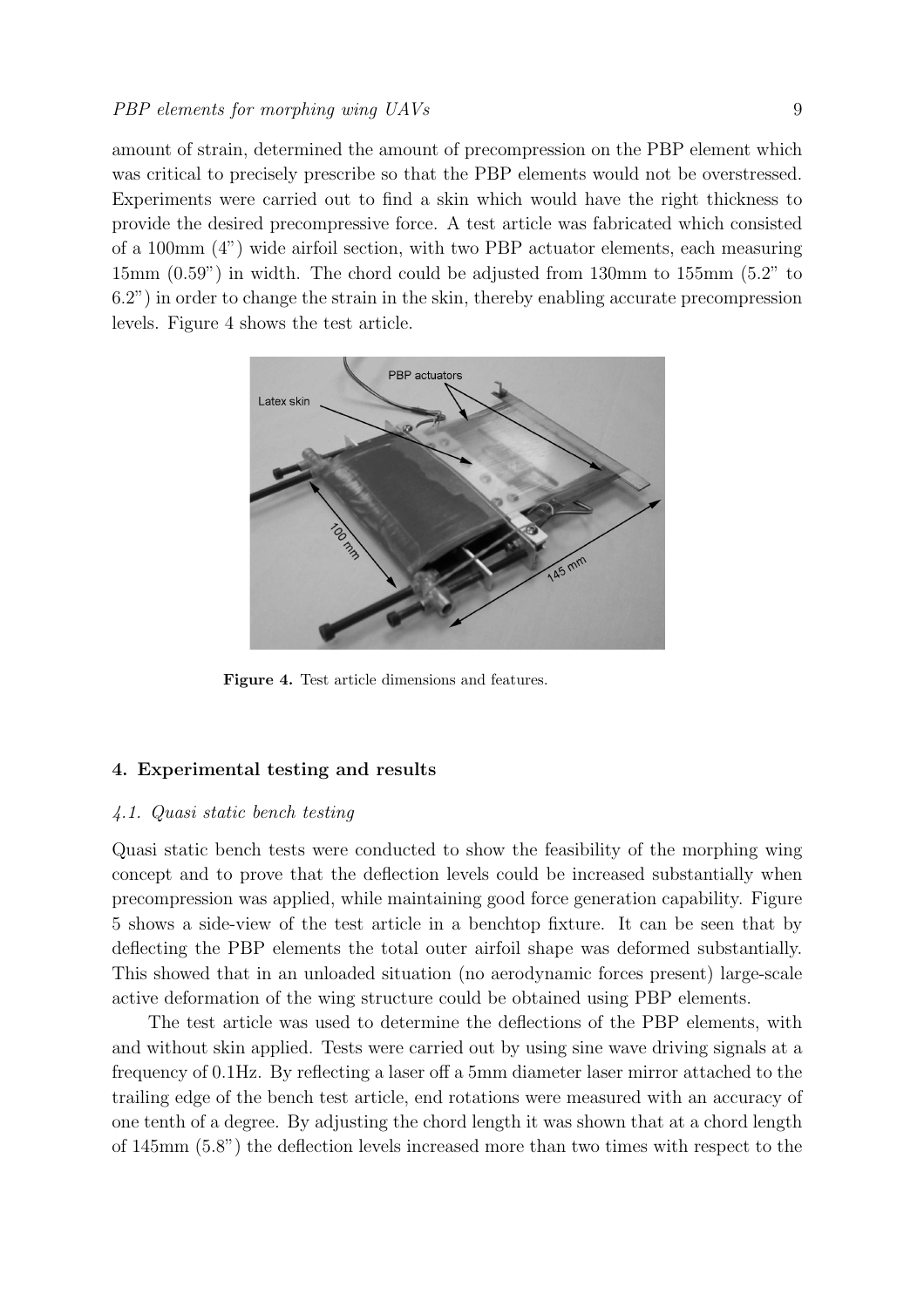amount of strain, determined the amount of precompression on the PBP element which was critical to precisely prescribe so that the PBP elements would not be overstressed. Experiments were carried out to find a skin which would have the right thickness to provide the desired precompressive force. A test article was fabricated which consisted of a 100mm (4") wide airfoil section, with two PBP actuator elements, each measuring 15mm (0.59") in width. The chord could be adjusted from 130mm to 155mm (5.2" to 6.2") in order to change the strain in the skin, thereby enabling accurate precompression levels. Figure 4 shows the test article.

**Figure 4.** Test article dimensions and features.

## 4. Experimental testing and results

### *4.1. Quasi static bench testing*

Quasi static bench tests were conducted to show the feasibility of the morphing wing concept and to prove that the deflection levels could be increased substantially when precompression was applied, while maintaining good force generation capability. Figure 5 shows a side-view of the test article in a benchtop fixture. It can be seen that by deflecting the PBP elements the total outer airfoil shape was deformed substantially. This showed that in an unloaded situation (no aerodynamic forces present) large-scale active deformation of the wing structure could be obtained using PBP elements.

The test article was used to determine the deflections of the PBP elements, with and without skin applied. Tests were carried out by using sine wave driving signals at a frequency of 0.1Hz. By reflecting a laser off a 5mm diameter laser mirror attached to the trailing edge of the bench test article, end rotations were measured with an accuracy of one tenth of a degree. By adjusting the chord length it was shown that at a chord length of 145mm (5.8") the deflection levels increased more than two times with respect to the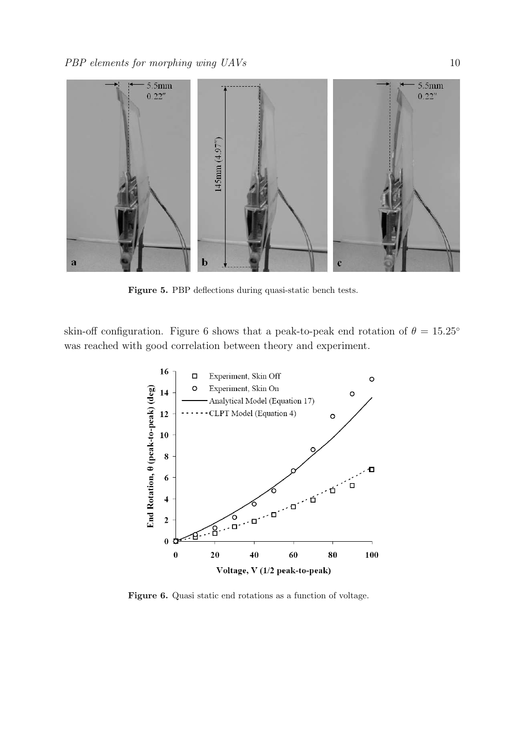Figure 5. PBP deflections during quasi-static bench tests.

skin-off configuration. Figure 6 shows that a peak-to-peak end rotation of $\theta = 15.25^{\circ}$ was reached with good correlation between theory and experiment.

Figure 6. Quasi static end rotations as a function of voltage.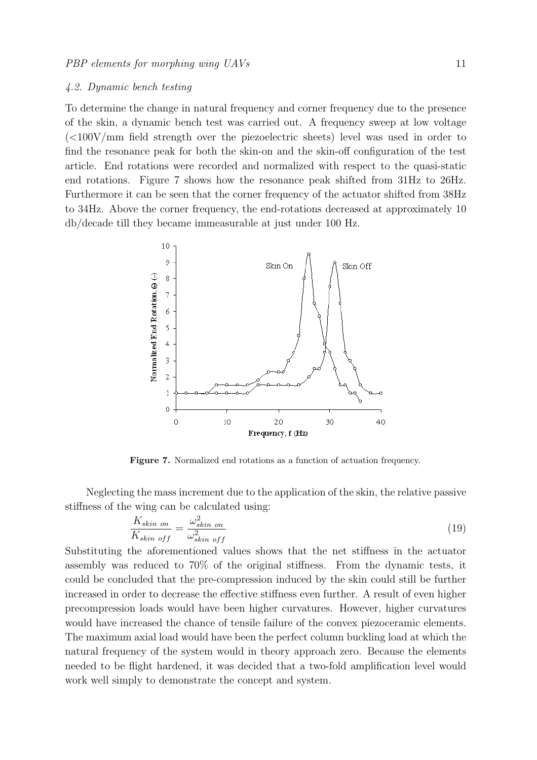### 4.2. Dynamic bench testing

To determine the change in natural frequency and corner frequency due to the presence of the skin, a dynamic bench test was carried out. A frequency sweep at low voltage (<100V/mm field strength over the piezoelectric sheets) level was used in order to find the resonance peak for both the skin-on and the skin-off configuration of the test article. End rotations were recorded and normalized with respect to the quasi-static end rotations. Figure 7 shows how the resonance peak shifted from 31Hz to 26Hz. Furthermore it can be seen that the corner frequency of the actuator shifted from 38Hz to 34Hz. Above the corner frequency, the end-rotations decreased at approximately 10 db/decade till they became immeasurable at just under 100 Hz.

**Figure 7.** Normalized end rotations as a function of actuation frequency.

Neglecting the mass increment due to the application of the skin, the relative passive stiffness of the wing can be calculated using:

$$\frac{K_{skin\ on}}{K_{skin\ off}} = \frac{\omega^2_{skin\ on}}{\omega^2_{skin\ off}} \tag{19}$$

Substituting the aforementioned values shows that the net stiffness in the actuator assembly was reduced to 70% of the original stiffness. From the dynamic tests, it could be concluded that the pre-compression induced by the skin could still be further increased in order to decrease the effective stiffness even further. A result of even higher precompression loads would have been higher curvatures. However, higher curvatures would have increased the chance of tensile failure of the convex piezoceramic elements. The maximum axial load would have been the perfect column buckling load at which the natural frequency of the system would in theory approach zero. Because the elements needed to be flight hardened, it was decided that a two-fold amplification level would work well simply to demonstrate the concept and system.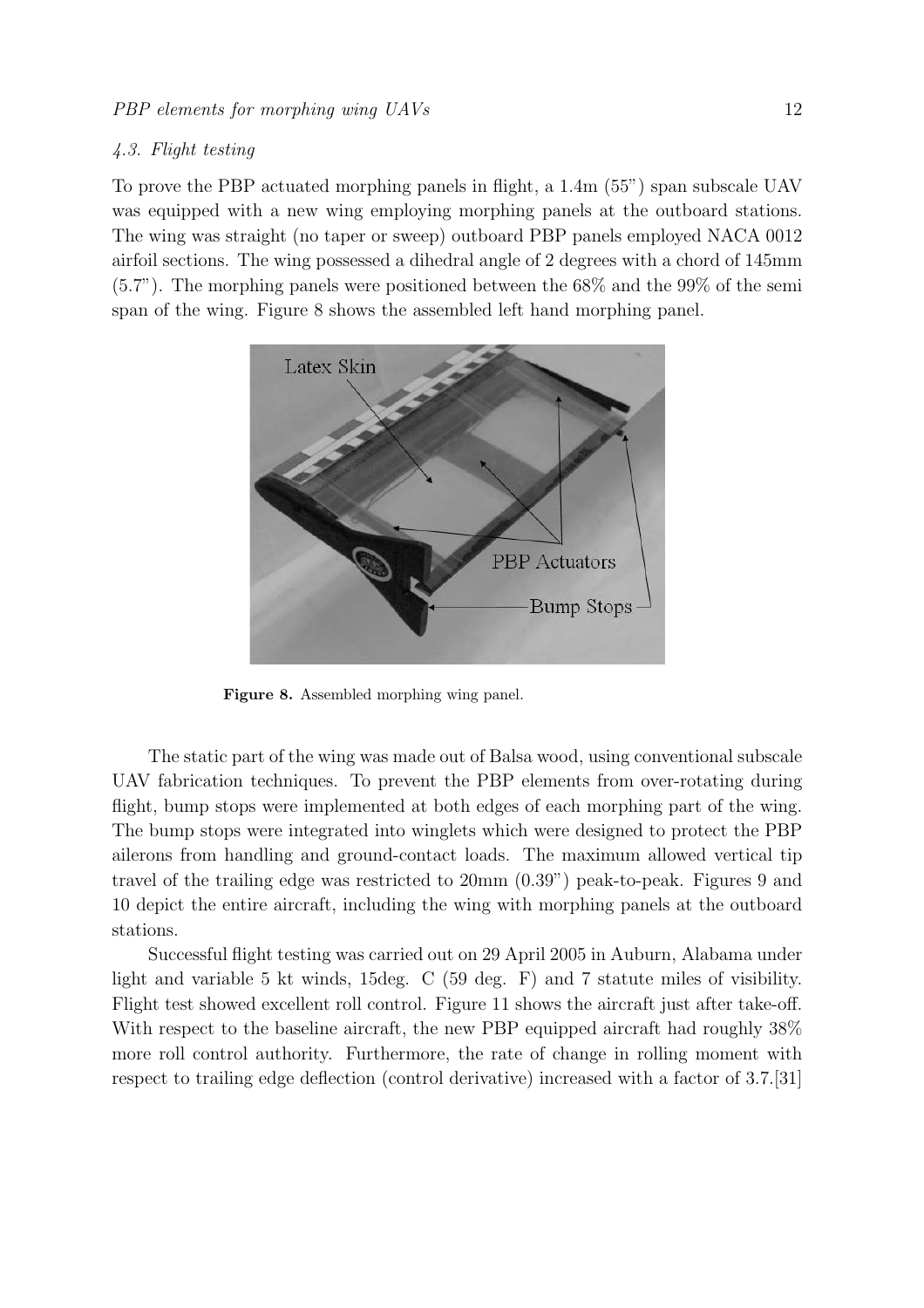### 4.3. Flight testing

To prove the PBP actuated morphing panels in flight, a 1.4m (55") span subscale UAV was equipped with a new wing employing morphing panels at the outboard stations. The wing was straight (no taper or sweep) outboard PBP panels employed NACA 0012 airfoil sections. The wing possessed a dihedral angle of 2 degrees with a chord of 145mm (5.7"). The morphing panels were positioned between the 68% and the 99% of the semi span of the wing. Figure 8 shows the assembled left hand morphing panel.

**Figure 8.** Assembled morphing wing panel.

The static part of the wing was made out of Balsa wood, using conventional subscale UAV fabrication techniques. To prevent the PBP elements from over-rotating during flight, bump stops were implemented at both edges of each morphing part of the wing. The bump stops were integrated into winglets which were designed to protect the PBP ailerons from handling and ground-contact loads. The maximum allowed vertical tip travel of the trailing edge was restricted to 20mm (0.39") peak-to-peak. Figures 9 and 10 depict the entire aircraft, including the wing with morphing panels at the outboard stations.

Successful flight testing was carried out on 29 April 2005 in Auburn, Alabama under light and variable 5 kt winds, 15deg. C (59 deg. F) and 7 statute miles of visibility. Flight test showed excellent roll control. Figure 11 shows the aircraft just after take-off. With respect to the baseline aircraft, the new PBP equipped aircraft had roughly 38% more roll control authority. Furthermore, the rate of change in rolling moment with respect to trailing edge deflection (control derivative) increased with a factor of 3.7.[31]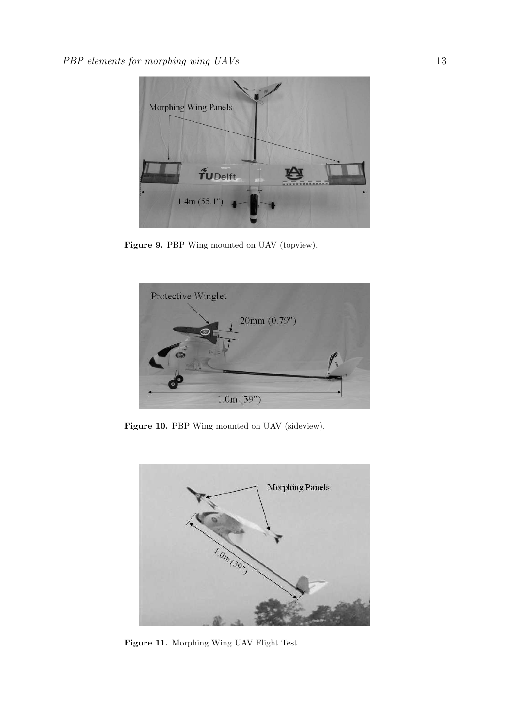**Figure 9.** PBP Wing mounted on UAV (topview).

**Figure 10.** PBP Wing mounted on UAV (sideview).

**Figure 11.** Morphing Wing UAV Flight Test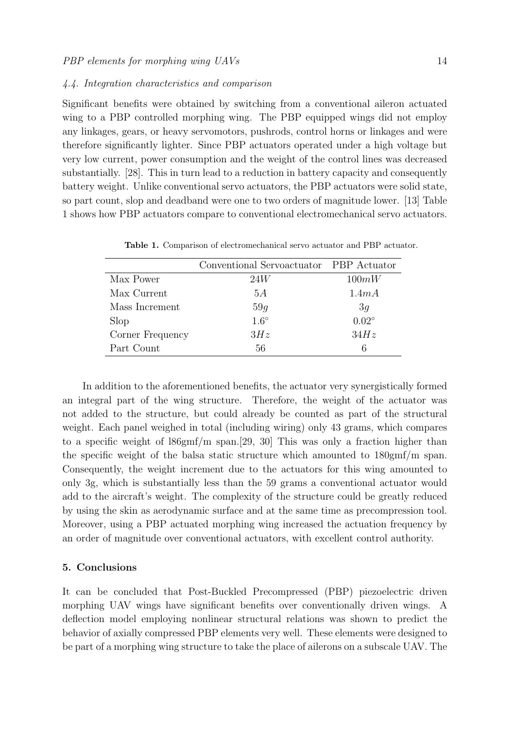### 4.4. Integration characteristics and comparison

Significant benefits were obtained by switching from a conventional aileron actuated wing to a PBP controlled morphing wing. The PBP equipped wings did not employ any linkages, gears, or heavy servomotors, pushrods, control horns or linkages and were therefore significantly lighter. Since PBP actuators operated under a high voltage but very low current, power consumption and the weight of the control lines was decreased substantially. [28]. This in turn lead to a reduction in battery capacity and consequently battery weight. Unlike conventional servo actuators, the PBP actuators were solid state, so part count, slop and deadband were one to two orders of magnitude lower. [13] Table 1 shows how PBP actuators compare to conventional electromechanical servo actuators.

**Table 1.** Comparison of electromechanical servo actuator and PBP actuator.

| | Conventional Servoactuator | PBP Actuator |
|---|---|---|
| Max Power | $24W$ | $100mW$ |
| Max Current | $5A$ | $1.4mA$ |
| Mass Increment | $59g$ | $3g$ |
| Slop | $1.6^{\circ}$ | $0.02^{\circ}$ |
| Corner Frequency | $3Hz$ | $34Hz$ |
| Part Count | 56 | 6 |

In addition to the aforementioned benefits, the actuator very synergistically formed an integral part of the wing structure. Therefore, the weight of the actuator was not added to the structure, but could already be counted as part of the structural weight. Each panel weighed in total (including wiring) only 43 grams, which compares to a specific weight of l86gmf/m span.[29, 30] This was only a fraction higher than the specific weight of the balsa static structure which amounted to 180gmf/m span. Consequently, the weight increment due to the actuators for this wing amounted to only 3g, which is substantially less than the 59 grams a conventional actuator would add to the aircraft's weight. The complexity of the structure could be greatly reduced by using the skin as aerodynamic surface and at the same time as precompression tool. Moreover, using a PBP actuated morphing wing increased the actuation frequency by an order of magnitude over conventional actuators, with excellent control authority.

## 5. Conclusions

It can be concluded that Post-Buckled Precompressed (PBP) piezoelectric driven morphing UAV wings have significant benefits over conventionally driven wings. A deflection model employing nonlinear structural relations was shown to predict the behavior of axially compressed PBP elements very well. These elements were designed to be part of a morphing wing structure to take the place of ailerons on a subscale UAV. The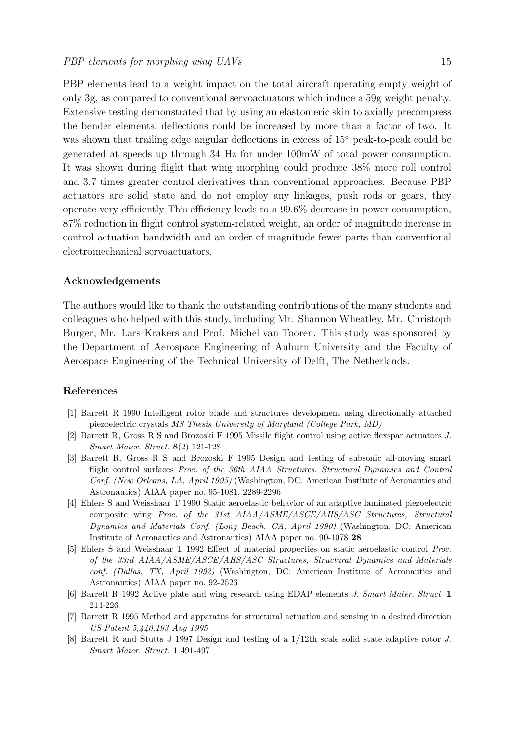PBP elements lead to a weight impact on the total aircraft operating empty weight of only 3g, as compared to conventional servoactuators which induce a 59g weight penalty. Extensive testing demonstrated that by using an elastomeric skin to axially precompress the bender elements, deflections could be increased by more than a factor of two. It was shown that trailing edge angular deflections in excess of 15° peak-to-peak could be generated at speeds up through 34 Hz for under 100mW of total power consumption. It was shown during flight that wing morphing could produce 38% more roll control and 3.7 times greater control derivatives than conventional approaches. Because PBP actuators are solid state and do not employ any linkages, push rods or gears, they operate very efficiently This efficiency leads to a 99.6% decrease in power consumption, 87% reduction in flight control system-related weight, an order of magnitude increase in control actuation bandwidth and an order of magnitude fewer parts than conventional electromechanical servoactuators.

## Acknowledgements

The authors would like to thank the outstanding contributions of the many students and colleagues who helped with this study, including Mr. Shannon Wheatley, Mr. Christoph Burger, Mr. Lars Krakers and Prof. Michel van Tooren. This study was sponsored by the Department of Aerospace Engineering of Auburn University and the Faculty of Aerospace Engineering of the Technical University of Delft, The Netherlands.

## References

- [1] Barrett R 1990 Intelligent rotor blade and structures development using directionally attached piezoelectric crystals *MS Thesis University of Maryland (College Park, MD)*
- [2] Barrett R, Gross R S and Brozoski F 1995 Missile flight control using active flexspar actuators *J. Smart Mater. Struct.* **8**(2) 121-128
- [3] Barrett R, Gross R S and Brozoski F 1995 Design and testing of subsonic all-moving smart flight control surfaces *Proc. of the 36th AIAA Structures, Structural Dynamics and Control Conf. (New Orleans, LA, April 1995)* (Washington, DC: American Institute of Aeronautics and Astronautics) AIAA paper no. 95-1081, 2289-2296
- [4] Ehlers S and Weisshaar T 1990 Static aeroelastic behavior of an adaptive laminated piezoelectric composite wing *Proc. of the 31st AIAA/ASME/ASCE/AHS/ASC Structures, Structural Dynamics and Materials Conf. (Long Beach, CA, April 1990)* (Washington, DC: American Institute of Aeronautics and Astronautics) AIAA paper no. 90-1078 **28**
- [5] Ehlers S and Weisshaar T 1992 Effect of material properties on static aeroelastic control *Proc. of the 33rd AIAA/ASME/ASCE/AHS/ASC Structures, Structural Dynamics and Materials conf. (Dallas, TX, April 1992)* (Washington, DC: American Institute of Aeronautics and Astronautics) AIAA paper no. 92-2526
- [6] Barrett R 1992 Active plate and wing research using EDAP elements *J. Smart Mater. Struct.* **1** 214-226
- [7] Barrett R 1995 Method and apparatus for structural actuation and sensing in a desired direction *US Patent 5,440,193 Aug 1995*
- [8] Barrett R and Stutts J 1997 Design and testing of a 1/12th scale solid state adaptive rotor *J. Smart Mater. Struct.* **1** 491-497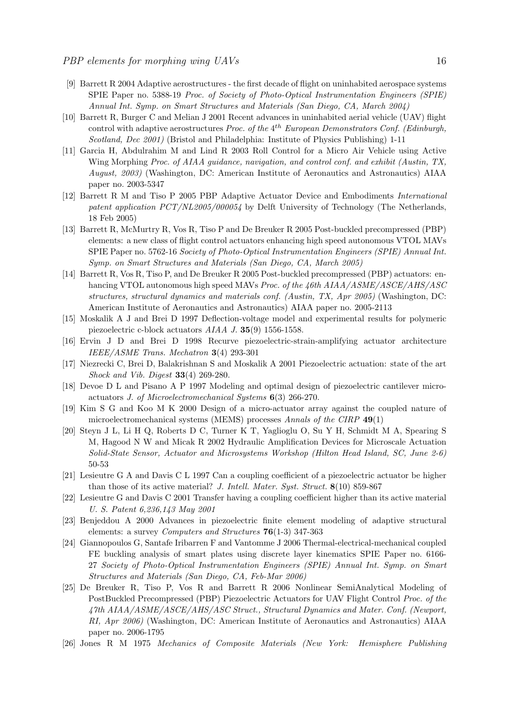[9] Barrett R 2004 Adaptive aerostructures - the first decade of flight on uninhabited aerospace systems SPIE Paper no. 5388-19 *Proc. of Society of Photo-Optical Instrumentation Engineers (SPIE) Annual Int. Symp. on Smart Structures and Materials (San Diego, CA, March 2004)*

[10] Barrett R, Burger C and Melian J 2001 Recent advances in uninhabited aerial vehicle (UAV) flight control with adaptive aerostructures *Proc. of the 4$^{th}$ European Demonstrators Conf. (Edinburgh, Scotland, Dec 2001)* (Bristol and Philadelphia: Institute of Physics Publishing) 1-11

[11] Garcia H, Abdulrahim M and Lind R 2003 Roll Control for a Micro Air Vehicle using Active Wing Morphing *Proc. of AIAA guidance, navigation, and control conf. and exhibit (Austin, TX, August, 2003)* (Washington, DC: American Institute of Aeronautics and Astronautics) AIAA paper no. 2003-5347

[12] Barrett R M and Tiso P 2005 PBP Adaptive Actuator Device and Embodiments *International patent application PCT/NL2005/000054* by Delft University of Technology (The Netherlands, 18 Feb 2005)

[13] Barrett R, McMurtry R, Vos R, Tiso P and De Breuker R 2005 Post-buckled precompressed (PBP) elements: a new class of flight control actuators enhancing high speed autonomous VTOL MAVs SPIE Paper no. 5762-16 *Society of Photo-Optical Instrumentation Engineers (SPIE) Annual Int. Symp. on Smart Structures and Materials (San Diego, CA, March 2005)*

[14] Barrett R, Vos R, Tiso P, and De Breuker R 2005 Post-buckled precompressed (PBP) actuators: enhancing VTOL autonomous high speed MAVs *Proc. of the 46th AIAA/ASME/ASCE/AHS/ASC structures, structural dynamics and materials conf. (Austin, TX, Apr 2005)* (Washington, DC: American Institute of Aeronautics and Astronautics) AIAA paper no. 2005-2113

[15] Moskalik A J and Brei D 1997 Deflection-voltage model and experimental results for polymeric piezoelectric c-block actuators *AIAA J.* **35**(9) 1556-1558.

[16] Ervin J D and Brei D 1998 Recurve piezoelectric-strain-amplifying actuator architecture *IEEE/ASME Trans. Mechatron* **3**(4) 293-301

[17] Niezrecki C, Brei D, Balakrishnan S and Moskalik A 2001 Piezoelectric actuation: state of the art *Shock and Vib. Digest* **33**(4) 269-280.

[18] Devoe D L and Pisano A P 1997 Modeling and optimal design of piezoelectric cantilever microactuators *J. of Microelectromechanical Systems* **6**(3) 266-270.

[19] Kim S G and Koo M K 2000 Design of a micro-actuator array against the coupled nature of microelectromechanical systems (MEMS) processes *Annals of the CIRP* **49**(1)

[20] Steyn J L, Li H Q, Roberts D C, Turner K T, Yaglioglu O, Su Y H, Schmidt M A, Spearing S M, Hagood N W and Micak R 2002 Hydraulic Amplification Devices for Microscale Actuation *Solid-State Sensor, Actuator and Microsystems Workshop (Hilton Head Island, SC, June 2-6)* 50-53

[21] Lesieutre G A and Davis C L 1997 Can a coupling coefficient of a piezoelectric actuator be higher than those of its active material? *J. Intell. Mater. Syst. Struct.* **8**(10) 859-867

[22] Lesieutre G and Davis C 2001 Transfer having a coupling coefficient higher than its active material *U. S. Patent 6,236,143 May 2001*

[23] Benjeddou A 2000 Advances in piezoelectric finite element modeling of adaptive structural elements: a survey *Computers and Structures* **76**(1-3) 347-363

[24] Giannopoulos G, Santafe Iribarren F and Vantomme J 2006 Thermal-electrical-mechanical coupled FE buckling analysis of smart plates using discrete layer kinematics SPIE Paper no. 6166-27 *Society of Photo-Optical Instrumentation Engineers (SPIE) Annual Int. Symp. on Smart Structures and Materials (San Diego, CA, Feb-Mar 2006)*

[25] De Breuker R, Tiso P, Vos R and Barrett R 2006 Nonlinear SemiAnalytical Modeling of PostBuckled Precompressed (PBP) Piezoelectric Actuators for UAV Flight Control *Proc. of the 47th AIAA/ASME/ASCE/AHS/ASC Struct., Structural Dynamics and Mater. Conf. (Newport, RI, Apr 2006)* (Washington, DC: American Institute of Aeronautics and Astronautics) AIAA paper no. 2006-1795

[26] Jones R M 1975 *Mechanics of Composite Materials (New York: Hemisphere Publishing*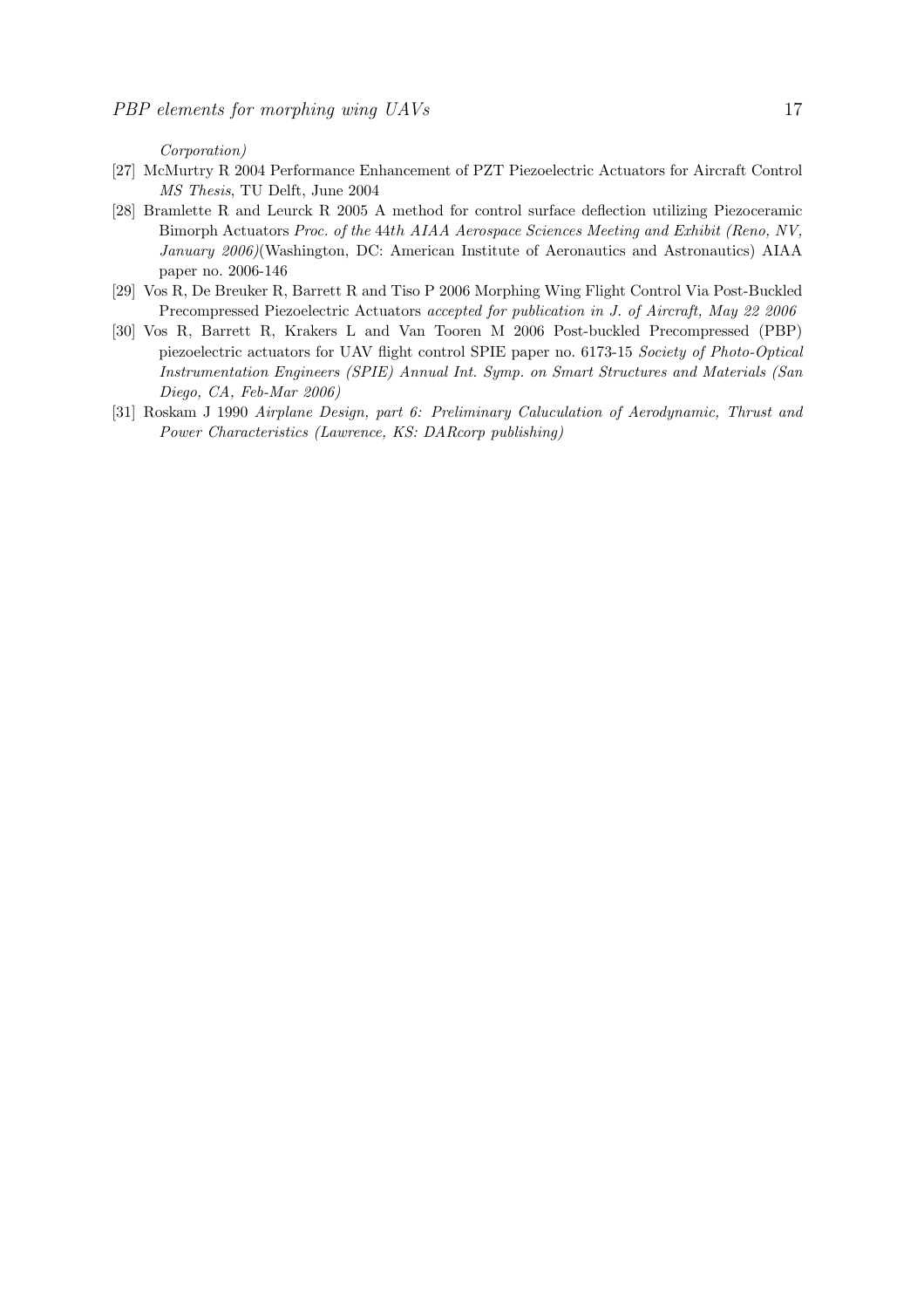*Corporation)*

[27] McMurtry R 2004 Performance Enhancement of PZT Piezoelectric Actuators for Aircraft Control *MS Thesis*, TU Delft, June 2004

[28] Bramlette R and Leurck R 2005 A method for control surface deflection utilizing Piezoceramic Bimorph Actuators *Proc. of the 44th AIAA Aerospace Sciences Meeting and Exhibit (Reno, NV, January 2006)*(Washington, DC: American Institute of Aeronautics and Astronautics) AIAA paper no. 2006-146

[29] Vos R, De Breuker R, Barrett R and Tiso P 2006 Morphing Wing Flight Control Via Post-Buckled Precompressed Piezoelectric Actuators *accepted for publication in J. of Aircraft, May 22 2006*

[30] Vos R, Barrett R, Krakers L and Van Tooren M 2006 Post-buckled Precompressed (PBP) piezoelectric actuators for UAV flight control SPIE paper no. 6173-15 *Society of Photo-Optical Instrumentation Engineers (SPIE) Annual Int. Symp. on Smart Structures and Materials (San Diego, CA, Feb-Mar 2006)*

[31] Roskam J 1990 *Airplane Design, part 6: Preliminary Caluculation of Aerodynamic, Thrust and Power Characteristics (Lawrence, KS: DARcorp publishing)*